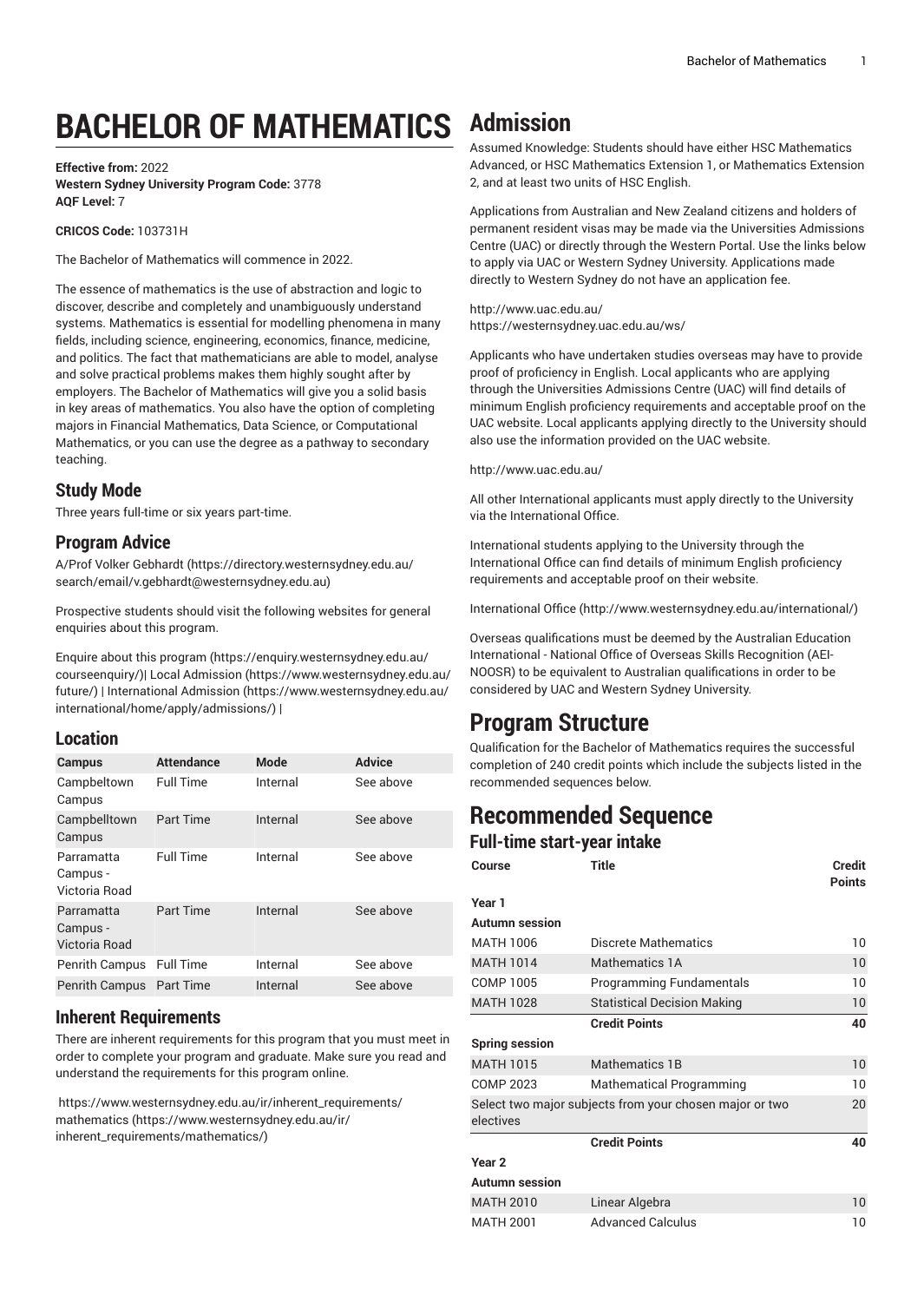# BACHELOR OF MATHEMATICS

**Effective from:** 2022
**Western Sydney University Program Code:** 3778
**AQF Level:** 7

**CRICOS Code:** 103731H

The Bachelor of Mathematics will commence in 2022.

The essence of mathematics is the use of abstraction and logic to discover, describe and completely and unambiguously understand systems. Mathematics is essential for modelling phenomena in many fields, including science, engineering, economics, finance, medicine, and politics. The fact that mathematicians are able to model, analyse and solve practical problems makes them highly sought after by employers. The Bachelor of Mathematics will give you a solid basis in key areas of mathematics. You also have the option of completing majors in Financial Mathematics, Data Science, or Computational Mathematics, or you can use the degree as a pathway to secondary teaching.

## Study Mode

Three years full-time or six years part-time.

## Program Advice

A/Prof Volker Gebhardt (https://directory.westernsydney.edu.au/search/email/v.gebhardt@westernsydney.edu.au)

Prospective students should visit the following websites for general enquiries about this program.

Enquire about this program (https://enquiry.westernsydney.edu.au/courseenquiry/)| Local Admission (https://www.westernsydney.edu.au/future/) | International Admission (https://www.westernsydney.edu.au/international/home/apply/admissions/) |

## Location

| Campus | Attendance | Mode | Advice |
|---|---|---|---|
| Campbeltown Campus | Full Time | Internal | See above |
| Campbelltown Campus | Part Time | Internal | See above |
| Parramatta Campus - Victoria Road | Full Time | Internal | See above |
| Parramatta Campus - Victoria Road | Part Time | Internal | See above |
| Penrith Campus | Full Time | Internal | See above |
| Penrith Campus | Part Time | Internal | See above |

## Inherent Requirements

There are inherent requirements for this program that you must meet in order to complete your program and graduate. Make sure you read and understand the requirements for this program online.

https://www.westernsydney.edu.au/ir/inherent_requirements/mathematics (https://www.westernsydney.edu.au/ir/inherent_requirements/mathematics/)

# Admission

Assumed Knowledge: Students should have either HSC Mathematics Advanced, or HSC Mathematics Extension 1, or Mathematics Extension 2, and at least two units of HSC English.

Applications from Australian and New Zealand citizens and holders of permanent resident visas may be made via the Universities Admissions Centre (UAC) or directly through the Western Portal. Use the links below to apply via UAC or Western Sydney University. Applications made directly to Western Sydney do not have an application fee.

http://www.uac.edu.au/
https://westernsydney.uac.edu.au/ws/

Applicants who have undertaken studies overseas may have to provide proof of proficiency in English. Local applicants who are applying through the Universities Admissions Centre (UAC) will find details of minimum English proficiency requirements and acceptable proof on the UAC website. Local applicants applying directly to the University should also use the information provided on the UAC website.

http://www.uac.edu.au/

All other International applicants must apply directly to the University via the International Office.

International students applying to the University through the International Office can find details of minimum English proficiency requirements and acceptable proof on their website.

International Office (http://www.westernsydney.edu.au/international/)

Overseas qualifications must be deemed by the Australian Education International - National Office of Overseas Skills Recognition (AEI-NOOSR) to be equivalent to Australian qualifications in order to be considered by UAC and Western Sydney University.

# Program Structure

Qualification for the Bachelor of Mathematics requires the successful completion of 240 credit points which include the subjects listed in the recommended sequences below.

# Recommended Sequence

### Full-time start-year intake

| Course | Title | Credit Points |
|---|---|---|
| **Year 1** | | |
| **Autumn session** | | |
| MATH 1006 | Discrete Mathematics | 10 |
| MATH 1014 | Mathematics 1A | 10 |
| COMP 1005 | Programming Fundamentals | 10 |
| MATH 1028 | Statistical Decision Making | 10 |
| | **Credit Points** | **40** |
| **Spring session** | | |
| MATH 1015 | Mathematics 1B | 10 |
| COMP 2023 | Mathematical Programming | 10 |
| Select two major subjects from your chosen major or two electives | | 20 |
| | **Credit Points** | **40** |
| **Year 2** | | |
| **Autumn session** | | |
| MATH 2010 | Linear Algebra | 10 |
| MATH 2001 | Advanced Calculus | 10 |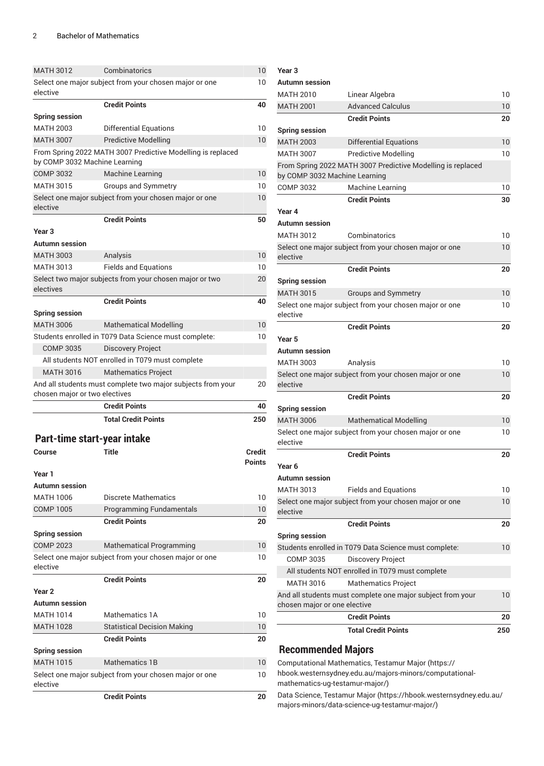| Course | Title | Credit Points |
|---|---|---|
| MATH 3012 | Combinatorics | 10 |
| Select one major subject from your chosen major or one elective | | 10 |
| | **Credit Points** | **40** |
| **Spring session** | | |
| MATH 2003 | Differential Equations | 10 |
| MATH 3007 | Predictive Modelling | 10 |
| From Spring 2022 MATH 3007 Predictive Modelling is replaced by COMP 3032 Machine Learning | | |
| COMP 3032 | Machine Learning | 10 |
| MATH 3015 | Groups and Symmetry | 10 |
| Select one major subject from your chosen major or one elective | | 10 |
| | **Credit Points** | **50** |
| **Year 3** | | |
| **Autumn session** | | |
| MATH 3003 | Analysis | 10 |
| MATH 3013 | Fields and Equations | 10 |
| Select two major subjects from your chosen major or two electives | | 20 |
| | **Credit Points** | **40** |
| **Spring session** | | |
| MATH 3006 | Mathematical Modelling | 10 |
| Students enrolled in T079 Data Science must complete: | | 10 |
| COMP 3035 | Discovery Project | |
| All students NOT enrolled in T079 must complete | | |
| MATH 3016 | Mathematics Project | |
| And all students must complete two major subjects from your chosen major or two electives | | 20 |
| | **Credit Points** | **40** |
| | **Total Credit Points** | **250** |

## Part-time start-year intake

| Course | Title | Credit Points |
|---|---|---|
| **Year 1** | | |
| **Autumn session** | | |
| MATH 1006 | Discrete Mathematics | 10 |
| COMP 1005 | Programming Fundamentals | 10 |
| | **Credit Points** | **20** |
| **Spring session** | | |
| COMP 2023 | Mathematical Programming | 10 |
| Select one major subject from your chosen major or one elective | | 10 |
| | **Credit Points** | **20** |
| **Year 2** | | |
| **Autumn session** | | |
| MATH 1014 | Mathematics 1A | 10 |
| MATH 1028 | Statistical Decision Making | 10 |
| | **Credit Points** | **20** |
| **Spring session** | | |
| MATH 1015 | Mathematics 1B | 10 |
| Select one major subject from your chosen major or one elective | | 10 |
| | **Credit Points** | **20** |
| **Year 3** | | |
| **Autumn session** | | |
| MATH 2010 | Linear Algebra | 10 |
| MATH 2001 | Advanced Calculus | 10 |
| | **Credit Points** | **20** |
| **Spring session** | | |
| MATH 2003 | Differential Equations | 10 |
| MATH 3007 | Predictive Modelling | 10 |
| From Spring 2022 MATH 3007 Predictive Modelling is replaced by COMP 3032 Machine Learning | | |
| COMP 3032 | Machine Learning | 10 |
| | **Credit Points** | **30** |
| **Year 4** | | |
| **Autumn session** | | |
| MATH 3012 | Combinatorics | 10 |
| Select one major subject from your chosen major or one elective | | 10 |
| | **Credit Points** | **20** |
| **Spring session** | | |
| MATH 3015 | Groups and Symmetry | 10 |
| Select one major subject from your chosen major or one elective | | 10 |
| | **Credit Points** | **20** |
| **Year 5** | | |
| **Autumn session** | | |
| MATH 3003 | Analysis | 10 |
| Select one major subject from your chosen major or one elective | | 10 |
| | **Credit Points** | **20** |
| **Spring session** | | |
| MATH 3006 | Mathematical Modelling | 10 |
| Select one major subject from your chosen major or one elective | | 10 |
| | **Credit Points** | **20** |
| **Year 6** | | |
| **Autumn session** | | |
| MATH 3013 | Fields and Equations | 10 |
| Select one major subject from your chosen major or one elective | | 10 |
| | **Credit Points** | **20** |
| **Spring session** | | |
| Students enrolled in T079 Data Science must complete: | | 10 |
| COMP 3035 | Discovery Project | |
| All students NOT enrolled in T079 must complete | | |
| MATH 3016 | Mathematics Project | |
| And all students must complete one major subject from your chosen major or one elective | | 10 |
| | **Credit Points** | **20** |
| | **Total Credit Points** | **250** |

## Recommended Majors

Computational Mathematics, Testamur Major (https://hbook.westernsydney.edu.au/majors-minors/computational-mathematics-ug-testamur-major/)

Data Science, Testamur Major (https://hbook.westernsydney.edu.au/majors-minors/data-science-ug-testamur-major/)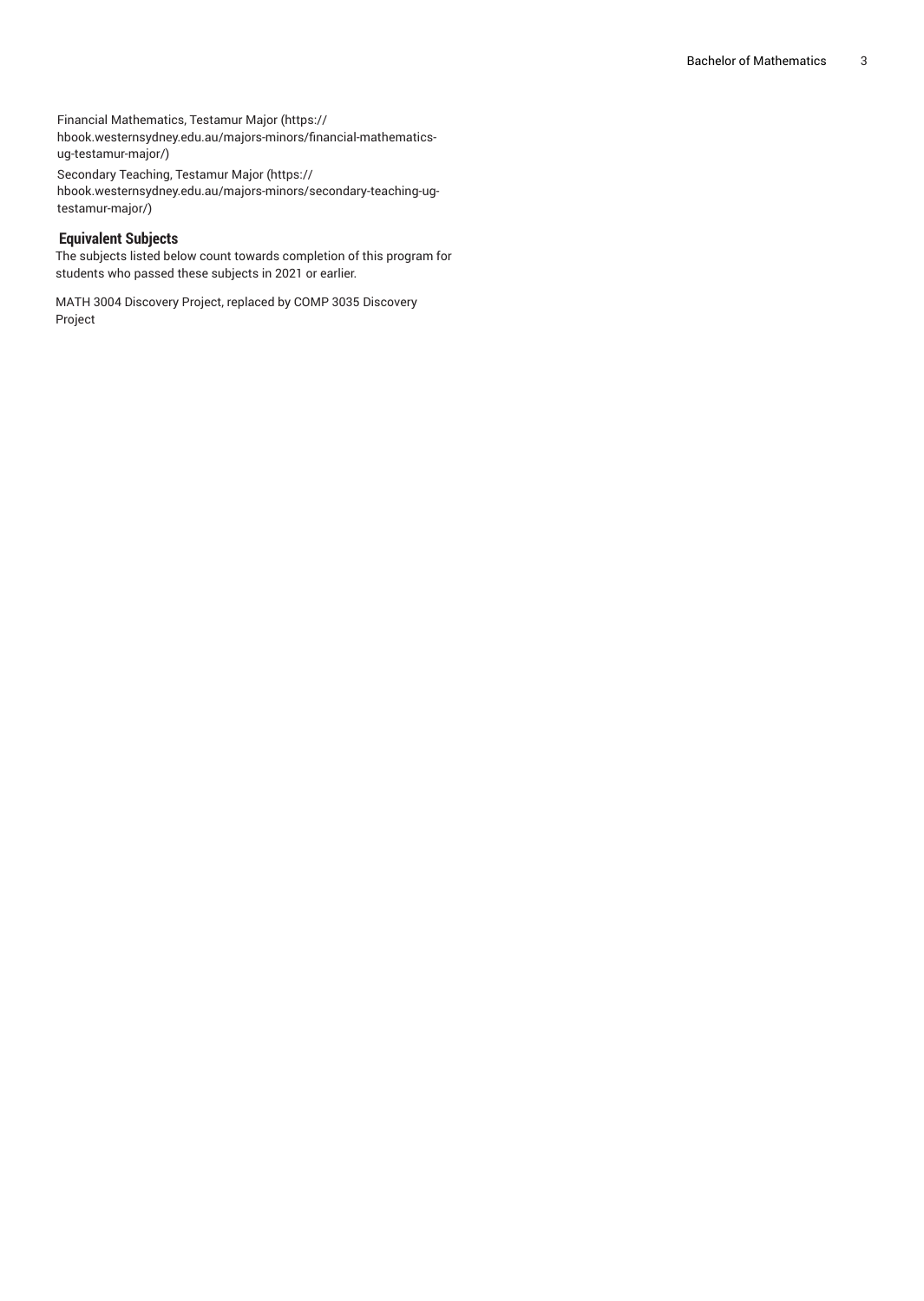Financial Mathematics, Testamur Major (https://hbook.westernsydney.edu.au/majors-minors/financial-mathematics-ug-testamur-major/)

Secondary Teaching, Testamur Major (https://hbook.westernsydney.edu.au/majors-minors/secondary-teaching-ug-testamur-major/)

## Equivalent Subjects

The subjects listed below count towards completion of this program for students who passed these subjects in 2021 or earlier.

MATH 3004 Discovery Project, replaced by COMP 3035 Discovery Project